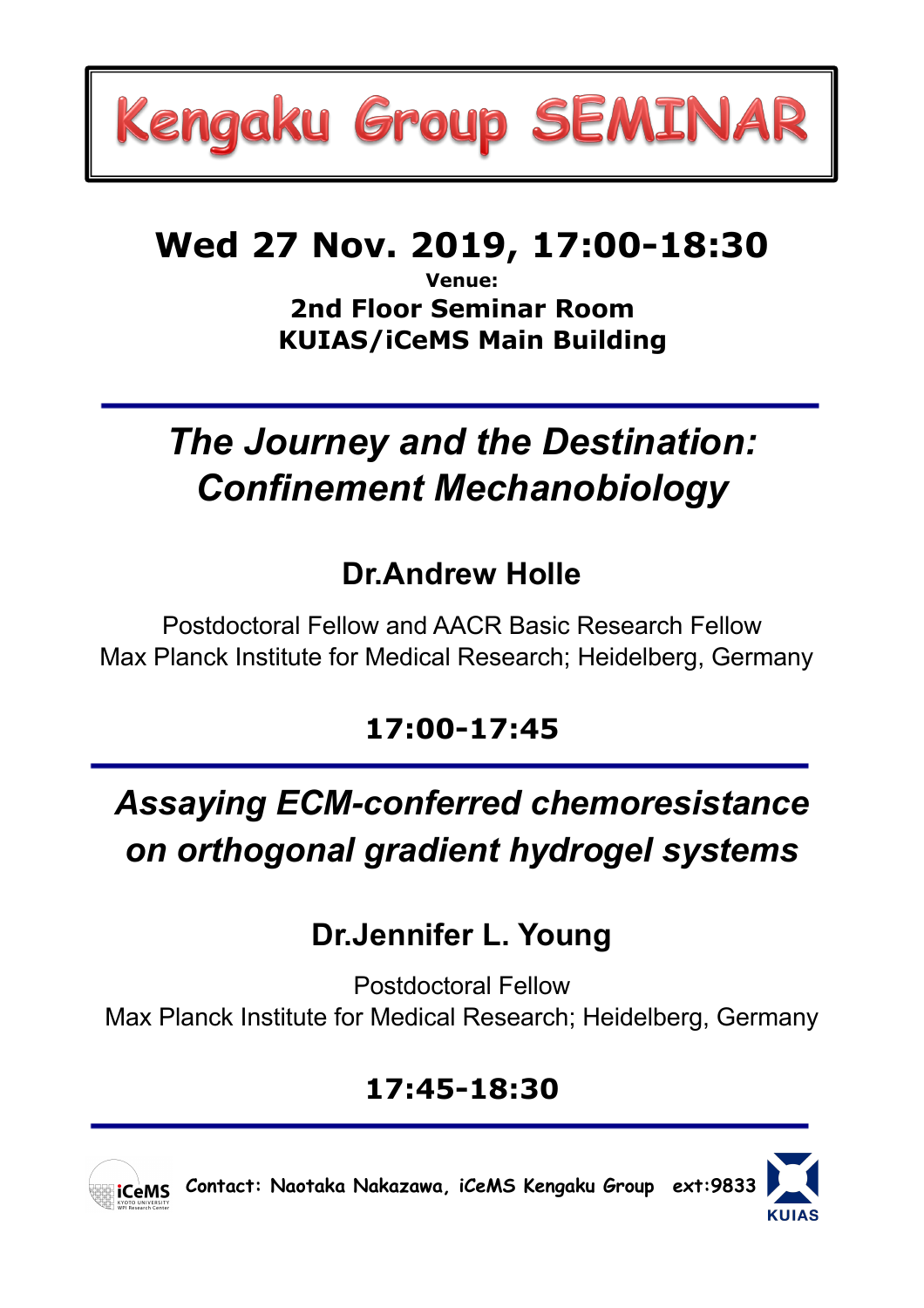# Kengaku Group SEMINAR

## Wed 27 Nov. 2019, 17:00-18:30

**Venue:**

**2nd Floor Seminar Room**
**KUIAS/iCeMS Main Building**

---

## *The Journey and the Destination: Confinement Mechanobiology*

### Dr.Andrew Holle

Postdoctoral Fellow and AACR Basic Research Fellow
Max Planck Institute for Medical Research; Heidelberg, Germany

**17:00-17:45**

---

## *Assaying ECM-conferred chemoresistance on orthogonal gradient hydrogel systems*

### Dr.Jennifer L. Young

Postdoctoral Fellow
Max Planck Institute for Medical Research; Heidelberg, Germany

**17:45-18:30**

---

Contact: Naotaka Nakazawa, iCeMS Kengaku Group ext:9833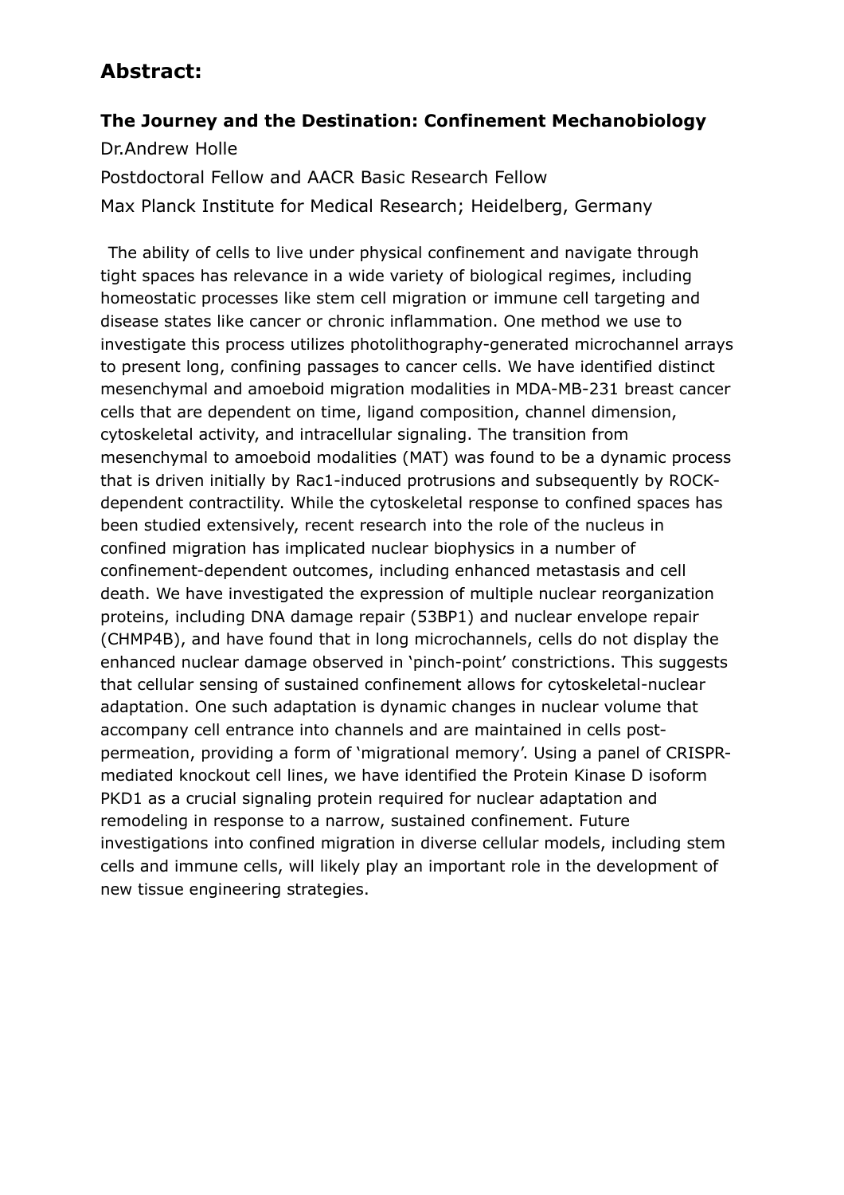## Abstract:

### The Journey and the Destination: Confinement Mechanobiology

Dr.Andrew Holle

Postdoctoral Fellow and AACR Basic Research Fellow

Max Planck Institute for Medical Research; Heidelberg, Germany

The ability of cells to live under physical confinement and navigate through tight spaces has relevance in a wide variety of biological regimes, including homeostatic processes like stem cell migration or immune cell targeting and disease states like cancer or chronic inflammation. One method we use to investigate this process utilizes photolithography-generated microchannel arrays to present long, confining passages to cancer cells. We have identified distinct mesenchymal and amoeboid migration modalities in MDA-MB-231 breast cancer cells that are dependent on time, ligand composition, channel dimension, cytoskeletal activity, and intracellular signaling. The transition from mesenchymal to amoeboid modalities (MAT) was found to be a dynamic process that is driven initially by Rac1-induced protrusions and subsequently by ROCK-dependent contractility. While the cytoskeletal response to confined spaces has been studied extensively, recent research into the role of the nucleus in confined migration has implicated nuclear biophysics in a number of confinement-dependent outcomes, including enhanced metastasis and cell death. We have investigated the expression of multiple nuclear reorganization proteins, including DNA damage repair (53BP1) and nuclear envelope repair (CHMP4B), and have found that in long microchannels, cells do not display the enhanced nuclear damage observed in 'pinch-point' constrictions. This suggests that cellular sensing of sustained confinement allows for cytoskeletal-nuclear adaptation. One such adaptation is dynamic changes in nuclear volume that accompany cell entrance into channels and are maintained in cells post-permeation, providing a form of 'migrational memory'. Using a panel of CRISPR-mediated knockout cell lines, we have identified the Protein Kinase D isoform PKD1 as a crucial signaling protein required for nuclear adaptation and remodeling in response to a narrow, sustained confinement. Future investigations into confined migration in diverse cellular models, including stem cells and immune cells, will likely play an important role in the development of new tissue engineering strategies.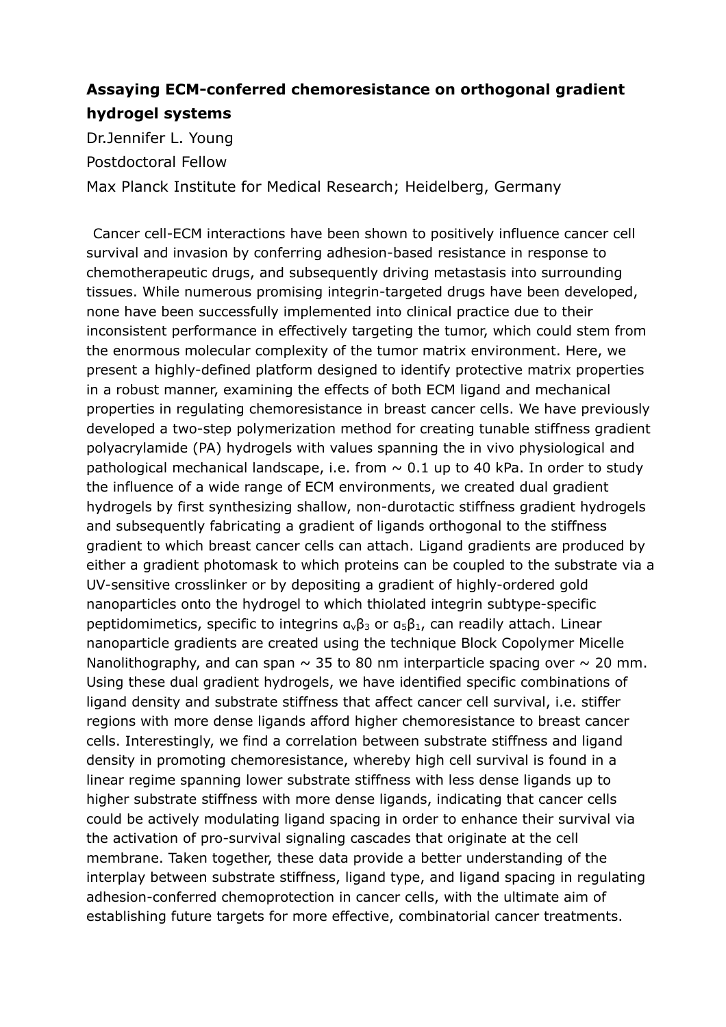**Assaying ECM-conferred chemoresistance on orthogonal gradient hydrogel systems**

Dr.Jennifer L. Young

Postdoctoral Fellow

Max Planck Institute for Medical Research; Heidelberg, Germany

Cancer cell-ECM interactions have been shown to positively influence cancer cell survival and invasion by conferring adhesion-based resistance in response to chemotherapeutic drugs, and subsequently driving metastasis into surrounding tissues. While numerous promising integrin-targeted drugs have been developed, none have been successfully implemented into clinical practice due to their inconsistent performance in effectively targeting the tumor, which could stem from the enormous molecular complexity of the tumor matrix environment. Here, we present a highly-defined platform designed to identify protective matrix properties in a robust manner, examining the effects of both ECM ligand and mechanical properties in regulating chemoresistance in breast cancer cells. We have previously developed a two-step polymerization method for creating tunable stiffness gradient polyacrylamide (PA) hydrogels with values spanning the in vivo physiological and pathological mechanical landscape, i.e. from ~ 0.1 up to 40 kPa. In order to study the influence of a wide range of ECM environments, we created dual gradient hydrogels by first synthesizing shallow, non-durotactic stiffness gradient hydrogels and subsequently fabricating a gradient of ligands orthogonal to the stiffness gradient to which breast cancer cells can attach. Ligand gradients are produced by either a gradient photomask to which proteins can be coupled to the substrate via a UV-sensitive crosslinker or by depositing a gradient of highly-ordered gold nanoparticles onto the hydrogel to which thiolated integrin subtype-specific peptidomimetics, specific to integrins $\alpha_v\beta_3$ or $\alpha_5\beta_1$, can readily attach. Linear nanoparticle gradients are created using the technique Block Copolymer Micelle Nanolithography, and can span ~ 35 to 80 nm interparticle spacing over ~ 20 mm. Using these dual gradient hydrogels, we have identified specific combinations of ligand density and substrate stiffness that affect cancer cell survival, i.e. stiffer regions with more dense ligands afford higher chemoresistance to breast cancer cells. Interestingly, we find a correlation between substrate stiffness and ligand density in promoting chemoresistance, whereby high cell survival is found in a linear regime spanning lower substrate stiffness with less dense ligands up to higher substrate stiffness with more dense ligands, indicating that cancer cells could be actively modulating ligand spacing in order to enhance their survival via the activation of pro-survival signaling cascades that originate at the cell membrane. Taken together, these data provide a better understanding of the interplay between substrate stiffness, ligand type, and ligand spacing in regulating adhesion-conferred chemoprotection in cancer cells, with the ultimate aim of establishing future targets for more effective, combinatorial cancer treatments.